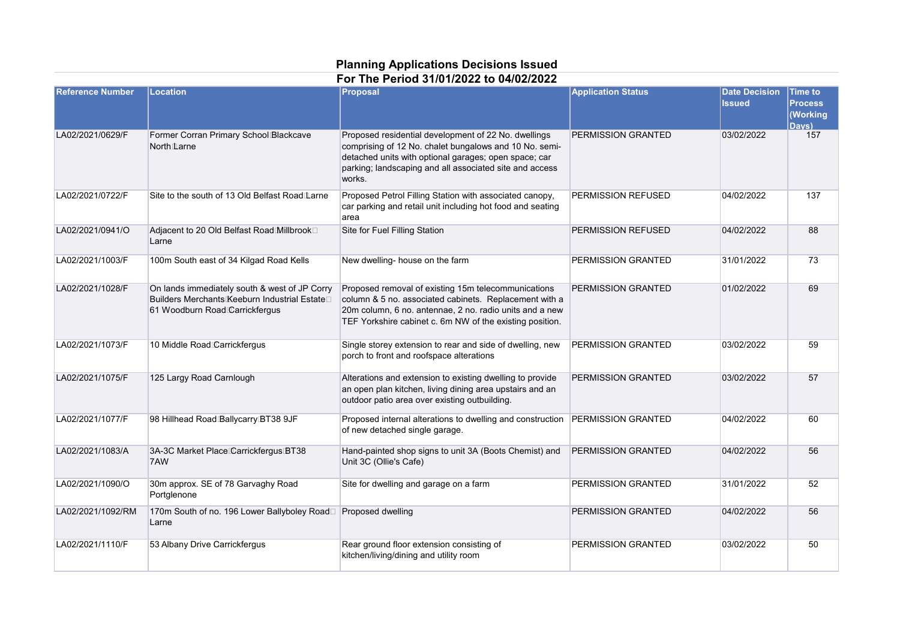# Planning Applications Decisions Issued

## For The Period 31/01/2022 to 04/02/2022

| Reference Number | Location | Proposal | Application Status | Date Decision Issued | Time to Process (Working Days) |
|---|---|---|---|---|---|
| LA02/2021/0629/F | Former Corran Primary School Blackcave North Larne | Proposed residential development of 22 No. dwellings comprising of 12 No. chalet bungalows and 10 No. semi-detached units with optional garages; open space; car parking; landscaping and all associated site and access works. | PERMISSION GRANTED | 03/02/2022 | 157 |
| LA02/2021/0722/F | Site to the south of 13 Old Belfast Road Larne | Proposed Petrol Filling Station with associated canopy, car parking and retail unit including hot food and seating area | PERMISSION REFUSED | 04/02/2022 | 137 |
| LA02/2021/0941/O | Adjacent to 20 Old Belfast Road Millbrook Larne | Site for Fuel Filling Station | PERMISSION REFUSED | 04/02/2022 | 88 |
| LA02/2021/1003/F | 100m South east of 34 Kilgad Road Kells | New dwelling- house on the farm | PERMISSION GRANTED | 31/01/2022 | 73 |
| LA02/2021/1028/F | On lands immediately south & west of JP Corry Builders Merchants Keeburn Industrial Estate 61 Woodburn Road Carrickfergus | Proposed removal of existing 15m telecommunications column & 5 no. associated cabinets. Replacement with a 20m column, 6 no. antennae, 2 no. radio units and a new TEF Yorkshire cabinet c. 6m NW of the existing position. | PERMISSION GRANTED | 01/02/2022 | 69 |
| LA02/2021/1073/F | 10 Middle Road Carrickfergus | Single storey extension to rear and side of dwelling, new porch to front and roofspace alterations | PERMISSION GRANTED | 03/02/2022 | 59 |
| LA02/2021/1075/F | 125 Largy Road Carnlough | Alterations and extension to existing dwelling to provide an open plan kitchen, living dining area upstairs and an outdoor patio area over existing outbuilding. | PERMISSION GRANTED | 03/02/2022 | 57 |
| LA02/2021/1077/F | 98 Hillhead Road Ballycarry BT38 9JF | Proposed internal alterations to dwelling and construction of new detached single garage. | PERMISSION GRANTED | 04/02/2022 | 60 |
| LA02/2021/1083/A | 3A-3C Market Place Carrickfergus BT38 7AW | Hand-painted shop signs to unit 3A (Boots Chemist) and Unit 3C (Ollie's Cafe) | PERMISSION GRANTED | 04/02/2022 | 56 |
| LA02/2021/1090/O | 30m approx. SE of 78 Garvaghy Road Portglenone | Site for dwelling and garage on a farm | PERMISSION GRANTED | 31/01/2022 | 52 |
| LA02/2021/1092/RM | 170m South of no. 196 Lower Ballyboley Road Larne | Proposed dwelling | PERMISSION GRANTED | 04/02/2022 | 56 |
| LA02/2021/1110/F | 53 Albany Drive Carrickfergus | Rear ground floor extension consisting of kitchen/living/dining and utility room | PERMISSION GRANTED | 03/02/2022 | 50 |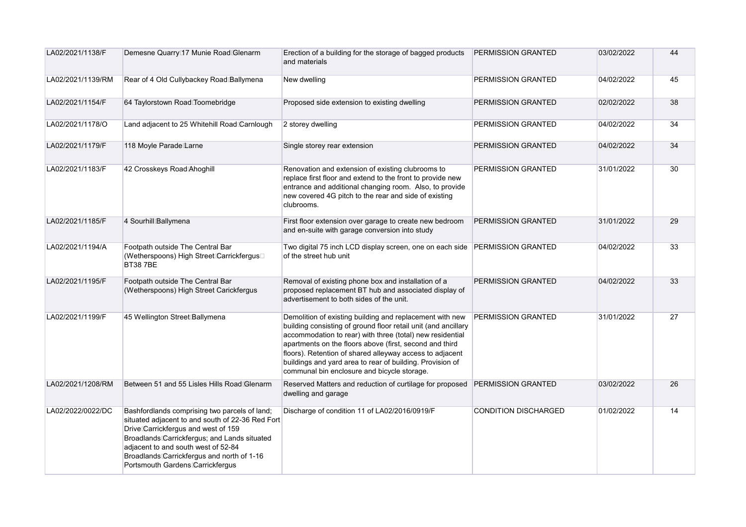| | | | | | |
|---|---|---|---|---|---|
| LA02/2021/1138/F | Demesne Quarry 17 Munie Road Glenarm | Erection of a building for the storage of bagged products and materials | PERMISSION GRANTED | 03/02/2022 | 44 |
| LA02/2021/1139/RM | Rear of 4 Old Cullybackey Road Ballymena | New dwelling | PERMISSION GRANTED | 04/02/2022 | 45 |
| LA02/2021/1154/F | 64 Taylorstown Road Toomebridge | Proposed side extension to existing dwelling | PERMISSION GRANTED | 02/02/2022 | 38 |
| LA02/2021/1178/O | Land adjacent to 25 Whitehill Road Carnlough | 2 storey dwelling | PERMISSION GRANTED | 04/02/2022 | 34 |
| LA02/2021/1179/F | 118 Moyle Parade Larne | Single storey rear extension | PERMISSION GRANTED | 04/02/2022 | 34 |
| LA02/2021/1183/F | 42 Crosskeys Road Ahoghill | Renovation and extension of existing clubrooms to replace first floor and extend to the front to provide new entrance and additional changing room. Also, to provide new covered 4G pitch to the rear and side of existing clubrooms. | PERMISSION GRANTED | 31/01/2022 | 30 |
| LA02/2021/1185/F | 4 Sourhill Ballymena | First floor extension over garage to create new bedroom and en-suite with garage conversion into study | PERMISSION GRANTED | 31/01/2022 | 29 |
| LA02/2021/1194/A | Footpath outside The Central Bar (Wetherspoons) High Street Carrickfergus BT38 7BE | Two digital 75 inch LCD display screen, one on each side of the street hub unit | PERMISSION GRANTED | 04/02/2022 | 33 |
| LA02/2021/1195/F | Footpath outside The Central Bar (Wetherspoons) High Street Carickfergus | Removal of existing phone box and installation of a proposed replacement BT hub and associated display of advertisement to both sides of the unit. | PERMISSION GRANTED | 04/02/2022 | 33 |
| LA02/2021/1199/F | 45 Wellington Street Ballymena | Demolition of existing building and replacement with new building consisting of ground floor retail unit (and ancillary accommodation to rear) with three (total) new residential apartments on the floors above (first, second and third floors). Retention of shared alleyway access to adjacent buildings and yard area to rear of building. Provision of communal bin enclosure and bicycle storage. | PERMISSION GRANTED | 31/01/2022 | 27 |
| LA02/2021/1208/RM | Between 51 and 55 Lisles Hills Road Glenarm | Reserved Matters and reduction of curtilage for proposed dwelling and garage | PERMISSION GRANTED | 03/02/2022 | 26 |
| LA02/2022/0022/DC | Bashfordlands comprising two parcels of land; situated adjacent to and south of 22-36 Red Fort Drive Carrickfergus and west of 159 Broadlands Carrickfergus; and Lands situated adjacent to and south west of 52-84 Broadlands Carrickfergus and north of 1-16 Portsmouth Gardens Carrickfergus | Discharge of condition 11 of LA02/2016/0919/F | CONDITION DISCHARGED | 01/02/2022 | 14 |